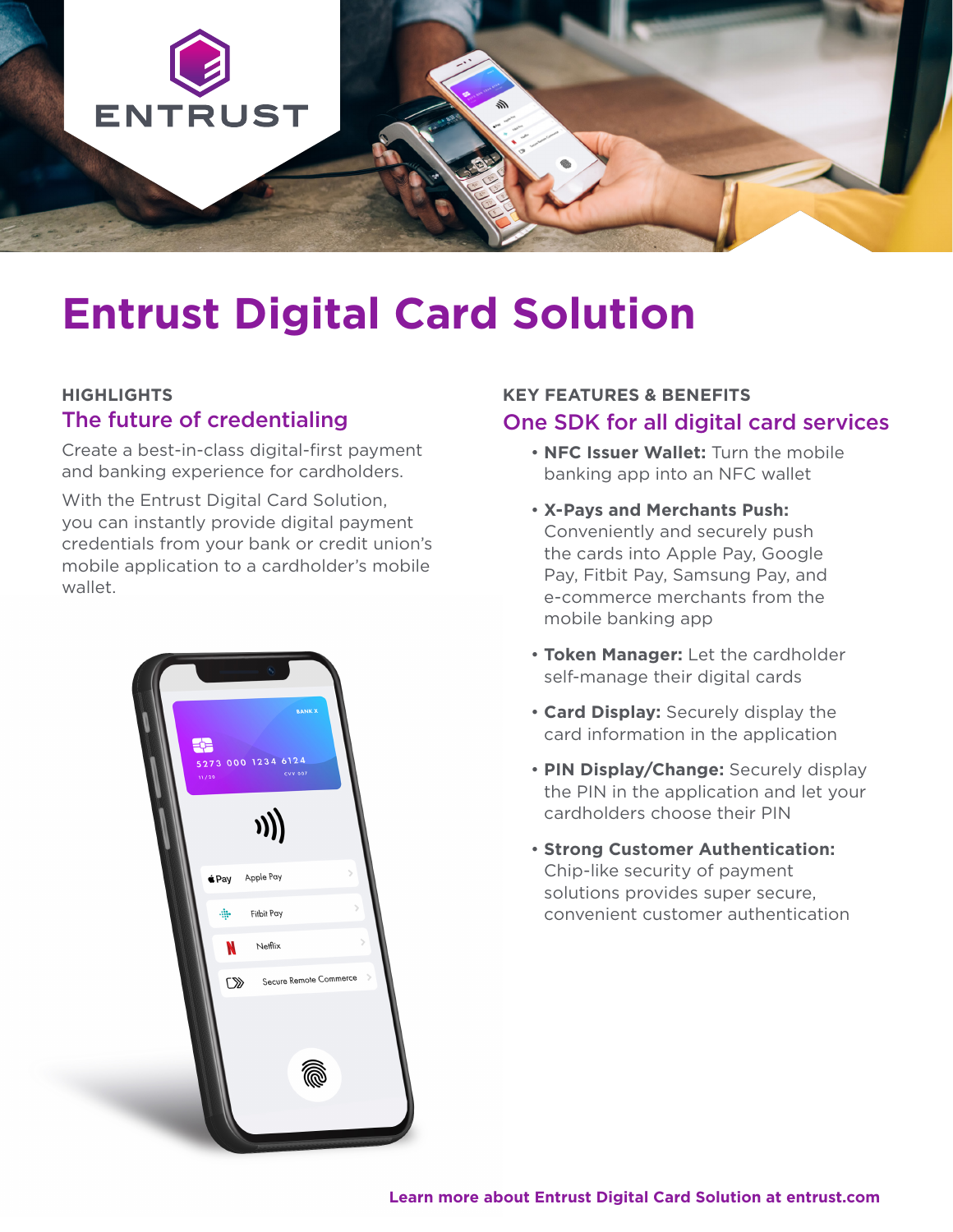# Entrust Digital Card Solution

## HIGHLIGHTS

### The future of credentialing

Create a best-in-class digital-first payment and banking experience for cardholders.

With the Entrust Digital Card Solution, you can instantly provide digital payment credentials from your bank or credit union's mobile application to a cardholder's mobile wallet.

## KEY FEATURES & BENEFITS

### One SDK for all digital card services

- **NFC Issuer Wallet:** Turn the mobile banking app into an NFC wallet
- **X-Pays and Merchants Push:** Conveniently and securely push the cards into Apple Pay, Google Pay, Fitbit Pay, Samsung Pay, and e-commerce merchants from the mobile banking app
- **Token Manager:** Let the cardholder self-manage their digital cards
- **Card Display:** Securely display the card information in the application
- **PIN Display/Change:** Securely display the PIN in the application and let your cardholders choose their PIN
- **Strong Customer Authentication:** Chip-like security of payment solutions provides super secure, convenient customer authentication

**Learn more about Entrust Digital Card Solution at entrust.com**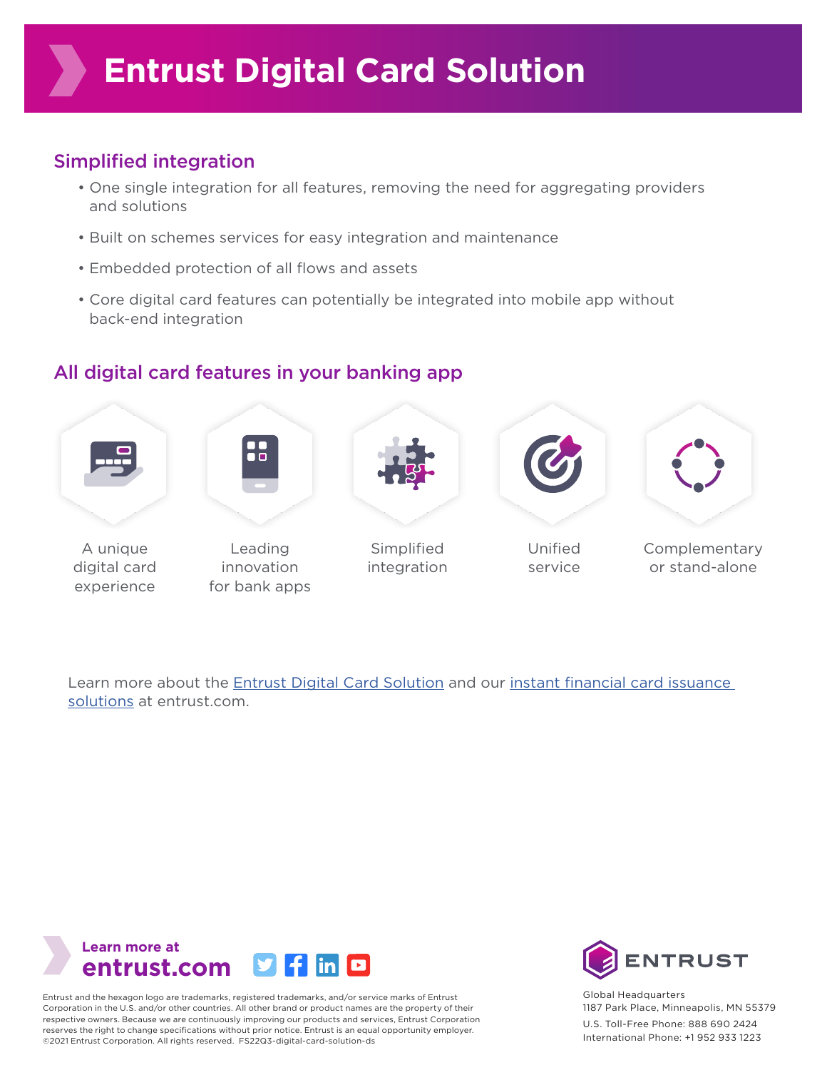# Entrust Digital Card Solution

## Simplified integration

- One single integration for all features, removing the need for aggregating providers and solutions
- Built on schemes services for easy integration and maintenance
- Embedded protection of all flows and assets
- Core digital card features can potentially be integrated into mobile app without back-end integration

## All digital card features in your banking app

A unique digital card experience

Leading innovation for bank apps

Simplified integration

Unified service

Complementary or stand-alone

Learn more about the Entrust Digital Card Solution and our instant financial card issuance solutions at entrust.com.

**Learn more at entrust.com**

Entrust and the hexagon logo are trademarks, registered trademarks, and/or service marks of Entrust Corporation in the U.S. and/or other countries. All other brand or product names are the property of their respective owners. Because we are continuously improving our products and services, Entrust Corporation reserves the right to change specifications without prior notice. Entrust is an equal opportunity employer. ©2021 Entrust Corporation. All rights reserved. FS22Q3-digital-card-solution-ds

ENTRUST

Global Headquarters
1187 Park Place, Minneapolis, MN 55379
U.S. Toll-Free Phone: 888 690 2424
International Phone: +1 952 933 1223